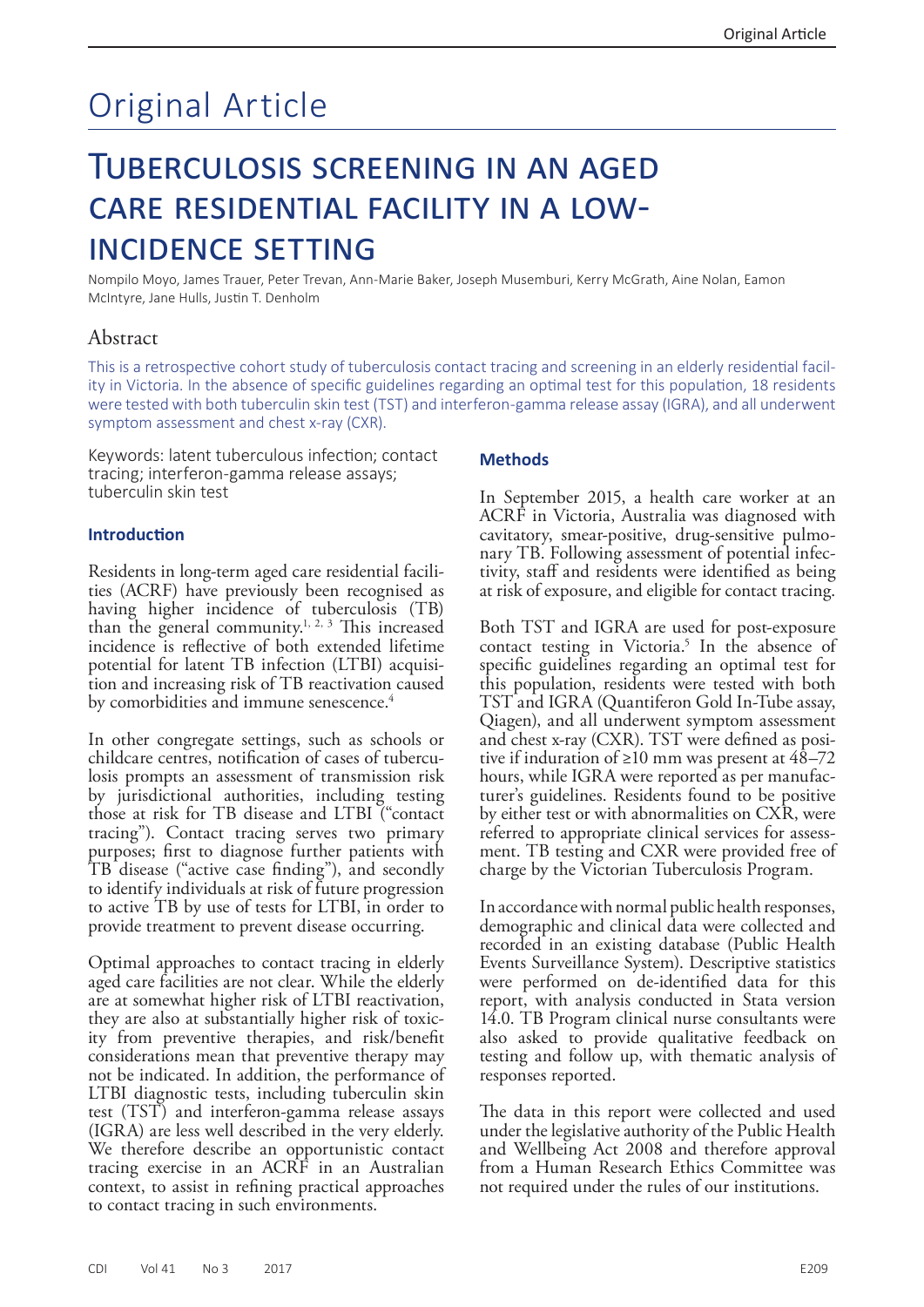# Original Article

## Tuberculosis screening in an aged care residential facility in a low-incidence setting

Nompilo Moyo, James Trauer, Peter Trevan, Ann-Marie Baker, Joseph Musemburi, Kerry McGrath, Aine Nolan, Eamon McIntyre, Jane Hulls, Justin T. Denholm

## Abstract

This is a retrospective cohort study of tuberculosis contact tracing and screening in an elderly residential facility in Victoria. In the absence of specific guidelines regarding an optimal test for this population, 18 residents were tested with both tuberculin skin test (TST) and interferon-gamma release assay (IGRA), and all underwent symptom assessment and chest x-ray (CXR).

Keywords: latent tuberculous infection; contact tracing; interferon-gamma release assays; tuberculin skin test

### Introduction

Residents in long-term aged care residential facilities (ACRF) have previously been recognised as having higher incidence of tuberculosis (TB) than the general community.[1, 2, 3] This increased incidence is reflective of both extended lifetime potential for latent TB infection (LTBI) acquisition and increasing risk of TB reactivation caused by comorbidities and immune senescence.[4]

In other congregate settings, such as schools or childcare centres, notification of cases of tuberculosis prompts an assessment of transmission risk by jurisdictional authorities, including testing those at risk for TB disease and LTBI ("contact tracing"). Contact tracing serves two primary purposes; first to diagnose further patients with TB disease ("active case finding"), and secondly to identify individuals at risk of future progression to active TB by use of tests for LTBI, in order to provide treatment to prevent disease occurring.

Optimal approaches to contact tracing in elderly aged care facilities are not clear. While the elderly are at somewhat higher risk of LTBI reactivation, they are also at substantially higher risk of toxicity from preventive therapies, and risk/benefit considerations mean that preventive therapy may not be indicated. In addition, the performance of LTBI diagnostic tests, including tuberculin skin test (TST) and interferon-gamma release assays (IGRA) are less well described in the very elderly. We therefore describe an opportunistic contact tracing exercise in an ACRF in an Australian context, to assist in refining practical approaches to contact tracing in such environments.

### Methods

In September 2015, a health care worker at an ACRF in Victoria, Australia was diagnosed with cavitatory, smear-positive, drug-sensitive pulmonary TB. Following assessment of potential infectivity, staff and residents were identified as being at risk of exposure, and eligible for contact tracing.

Both TST and IGRA are used for post-exposure contact testing in Victoria.[5] In the absence of specific guidelines regarding an optimal test for this population, residents were tested with both TST and IGRA (Quantiferon Gold In-Tube assay, Qiagen), and all underwent symptom assessment and chest x-ray (CXR). TST were defined as positive if induration of ≥10 mm was present at 48–72 hours, while IGRA were reported as per manufacturer's guidelines. Residents found to be positive by either test or with abnormalities on CXR, were referred to appropriate clinical services for assessment. TB testing and CXR were provided free of charge by the Victorian Tuberculosis Program.

In accordance with normal public health responses, demographic and clinical data were collected and recorded in an existing database (Public Health Events Surveillance System). Descriptive statistics were performed on de-identified data for this report, with analysis conducted in Stata version 14.0. TB Program clinical nurse consultants were also asked to provide qualitative feedback on testing and follow up, with thematic analysis of responses reported.

The data in this report were collected and used under the legislative authority of the Public Health and Wellbeing Act 2008 and therefore approval from a Human Research Ethics Committee was not required under the rules of our institutions.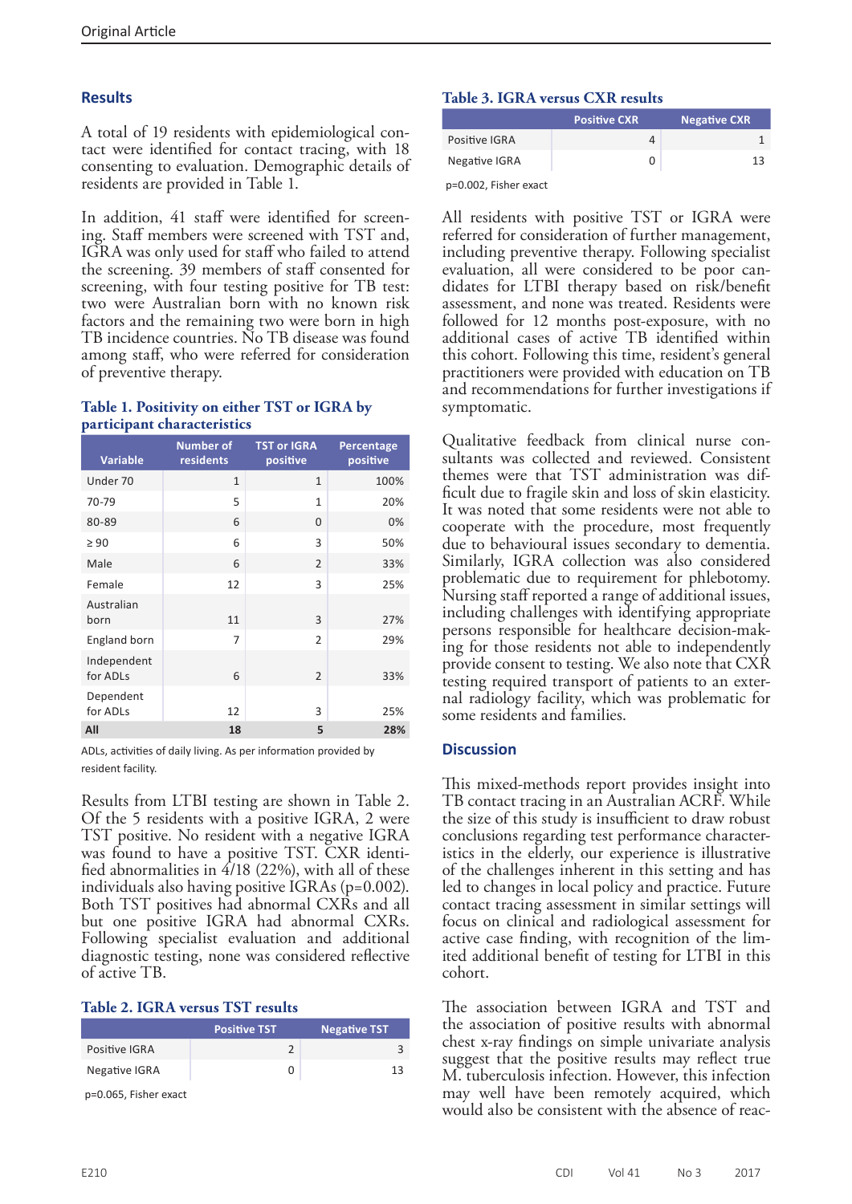## Results

A total of 19 residents with epidemiological contact were identified for contact tracing, with 18 consenting to evaluation. Demographic details of residents are provided in Table 1.

In addition, 41 staff were identified for screening. Staff members were screened with TST and, IGRA was only used for staff who failed to attend the screening. 39 members of staff consented for screening, with four testing positive for TB test: two were Australian born with no known risk factors and the remaining two were born in high TB incidence countries. No TB disease was found among staff, who were referred for consideration of preventive therapy.

**Table 1. Positivity on either TST or IGRA by participant characteristics**

| Variable | Number of residents | TST or IGRA positive | Percentage positive |
|---|---|---|---|
| Under 70 | 1 | 1 | 100% |
| 70-79 | 5 | 1 | 20% |
| 80-89 | 6 | 0 | 0% |
| ≥ 90 | 6 | 3 | 50% |
| Male | 6 | 2 | 33% |
| Female | 12 | 3 | 25% |
| Australian born | 11 | 3 | 27% |
| England born | 7 | 2 | 29% |
| Independent for ADLs | 6 | 2 | 33% |
| Dependent for ADLs | 12 | 3 | 25% |
| **All** | **18** | **5** | **28%** |

ADLs, activities of daily living. As per information provided by resident facility.

Results from LTBI testing are shown in Table 2. Of the 5 residents with a positive IGRA, 2 were TST positive. No resident with a negative IGRA was found to have a positive TST. CXR identified abnormalities in 4/18 (22%), with all of these individuals also having positive IGRAs (p=0.002). Both TST positives had abnormal CXRs and all but one positive IGRA had abnormal CXRs. Following specialist evaluation and additional diagnostic testing, none was considered reflective of active TB.

**Table 2. IGRA versus TST results**

| | Positive TST | Negative TST |
|---|---|---|
| Positive IGRA | 2 | 3 |
| Negative IGRA | 0 | 13 |

p=0.065, Fisher exact

**Table 3. IGRA versus CXR results**

| | Positive CXR | Negative CXR |
|---|---|---|
| Positive IGRA | 4 | 1 |
| Negative IGRA | 0 | 13 |

p=0.002, Fisher exact

All residents with positive TST or IGRA were referred for consideration of further management, including preventive therapy. Following specialist evaluation, all were considered to be poor candidates for LTBI therapy based on risk/benefit assessment, and none was treated. Residents were followed for 12 months post-exposure, with no additional cases of active TB identified within this cohort. Following this time, resident's general practitioners were provided with education on TB and recommendations for further investigations if symptomatic.

Qualitative feedback from clinical nurse consultants was collected and reviewed. Consistent themes were that TST administration was difficult due to fragile skin and loss of skin elasticity. It was noted that some residents were not able to cooperate with the procedure, most frequently due to behavioural issues secondary to dementia. Similarly, IGRA collection was also considered problematic due to requirement for phlebotomy. Nursing staff reported a range of additional issues, including challenges with identifying appropriate persons responsible for healthcare decision-making for those residents not able to independently provide consent to testing. We also note that CXR testing required transport of patients to an external radiology facility, which was problematic for some residents and families.

## Discussion

This mixed-methods report provides insight into TB contact tracing in an Australian ACRF. While the size of this study is insufficient to draw robust conclusions regarding test performance characteristics in the elderly, our experience is illustrative of the challenges inherent in this setting and has led to changes in local policy and practice. Future contact tracing assessment in similar settings will focus on clinical and radiological assessment for active case finding, with recognition of the limited additional benefit of testing for LTBI in this cohort.

The association between IGRA and TST and the association of positive results with abnormal chest x-ray findings on simple univariate analysis suggest that the positive results may reflect true M. tuberculosis infection. However, this infection may well have been remotely acquired, which would also be consistent with the absence of reac-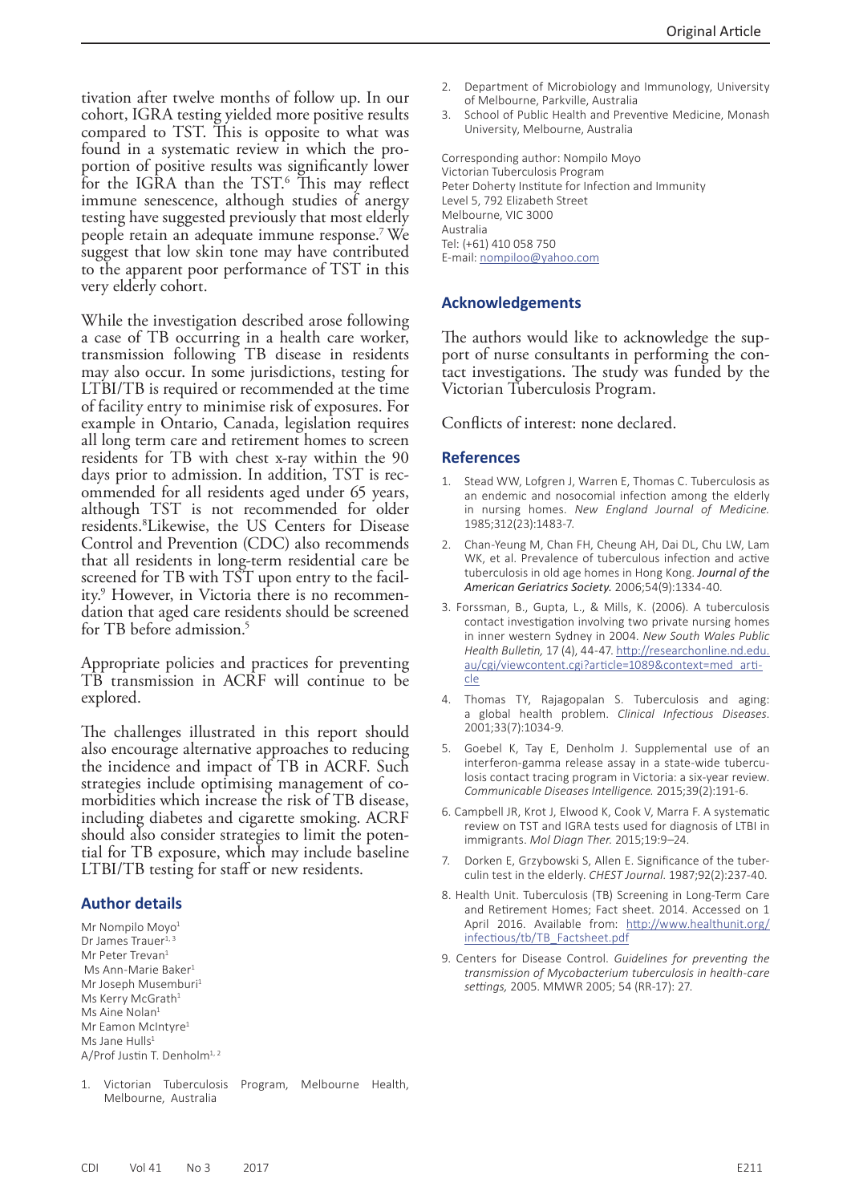tivation after twelve months of follow up. In our cohort, IGRA testing yielded more positive results compared to TST. This is opposite to what was found in a systematic review in which the proportion of positive results was significantly lower for the IGRA than the TST.[6] This may reflect immune senescence, although studies of anergy testing have suggested previously that most elderly people retain an adequate immune response.[7] We suggest that low skin tone may have contributed to the apparent poor performance of TST in this very elderly cohort.

While the investigation described arose following a case of TB occurring in a health care worker, transmission following TB disease in residents may also occur. In some jurisdictions, testing for LTBI/TB is required or recommended at the time of facility entry to minimise risk of exposures. For example in Ontario, Canada, legislation requires all long term care and retirement homes to screen residents for TB with chest x-ray within the 90 days prior to admission. In addition, TST is recommended for all residents aged under 65 years, although TST is not recommended for older residents.[8] Likewise, the US Centers for Disease Control and Prevention (CDC) also recommends that all residents in long-term residential care be screened for TB with TST upon entry to the facility.[9] However, in Victoria there is no recommendation that aged care residents should be screened for TB before admission.[5]

Appropriate policies and practices for preventing TB transmission in ACRF will continue to be explored.

The challenges illustrated in this report should also encourage alternative approaches to reducing the incidence and impact of TB in ACRF. Such strategies include optimising management of co-morbidities which increase the risk of TB disease, including diabetes and cigarette smoking. ACRF should also consider strategies to limit the potential for TB exposure, which may include baseline LTBI/TB testing for staff or new residents.

## Author details

Mr Nompilo Moyo[1]
Dr James Trauer[1, 3]
Mr Peter Trevan[1]
Ms Ann-Marie Baker[1]
Mr Joseph Musemburi[1]
Ms Kerry McGrath[1]
Ms Aine Nolan[1]
Mr Eamon McIntyre[1]
Ms Jane Hulls[1]
A/Prof Justin T. Denholm[1, 2]

1. Victorian Tuberculosis Program, Melbourne Health, Melbourne, Australia
2. Department of Microbiology and Immunology, University of Melbourne, Parkville, Australia
3. School of Public Health and Preventive Medicine, Monash University, Melbourne, Australia

Corresponding author: Nompilo Moyo
Victorian Tuberculosis Program
Peter Doherty Institute for Infection and Immunity
Level 5, 792 Elizabeth Street
Melbourne, VIC 3000
Australia
Tel: (+61) 410 058 750
E-mail: nompiloo@yahoo.com

## Acknowledgements

The authors would like to acknowledge the support of nurse consultants in performing the contact investigations. The study was funded by the Victorian Tuberculosis Program.

Conflicts of interest: none declared.

## References

1. Stead WW, Lofgren J, Warren E, Thomas C. Tuberculosis as an endemic and nosocomial infection among the elderly in nursing homes. *New England Journal of Medicine.* 1985;312(23):1483-7.
2. Chan-Yeung M, Chan FH, Cheung AH, Dai DL, Chu LW, Lam WK, et al. Prevalence of tuberculous infection and active tuberculosis in old age homes in Hong Kong. *Journal of the American Geriatrics Society.* 2006;54(9):1334-40.
3. Forssman, B., Gupta, L., & Mills, K. (2006). A tuberculosis contact investigation involving two private nursing homes in inner western Sydney in 2004. *New South Wales Public Health Bulletin,* 17 (4), 44-47. http://researchonline.nd.edu.au/cgi/viewcontent.cgi?article=1089&context=med_article
4. Thomas TY, Rajagopalan S. Tuberculosis and aging: a global health problem. *Clinical Infectious Diseases.* 2001;33(7):1034-9.
5. Goebel K, Tay E, Denholm J. Supplemental use of an interferon-gamma release assay in a state-wide tuberculosis contact tracing program in Victoria: a six-year review. *Communicable Diseases Intelligence.* 2015;39(2):191-6.
6. Campbell JR, Krot J, Elwood K, Cook V, Marra F. A systematic review on TST and IGRA tests used for diagnosis of LTBI in immigrants. *Mol Diagn Ther.* 2015;19:9–24.
7. Dorken E, Grzybowski S, Allen E. Significance of the tuberculin test in the elderly. *CHEST Journal.* 1987;92(2):237-40.
8. Health Unit. Tuberculosis (TB) Screening in Long-Term Care and Retirement Homes; Fact sheet. 2014. Accessed on 1 April 2016. Available from: http://www.healthunit.org/infectious/tb/TB_Factsheet.pdf
9. Centers for Disease Control. *Guidelines for preventing the transmission of Mycobacterium tuberculosis in health-care settings,* 2005. MMWR 2005; 54 (RR-17): 27.